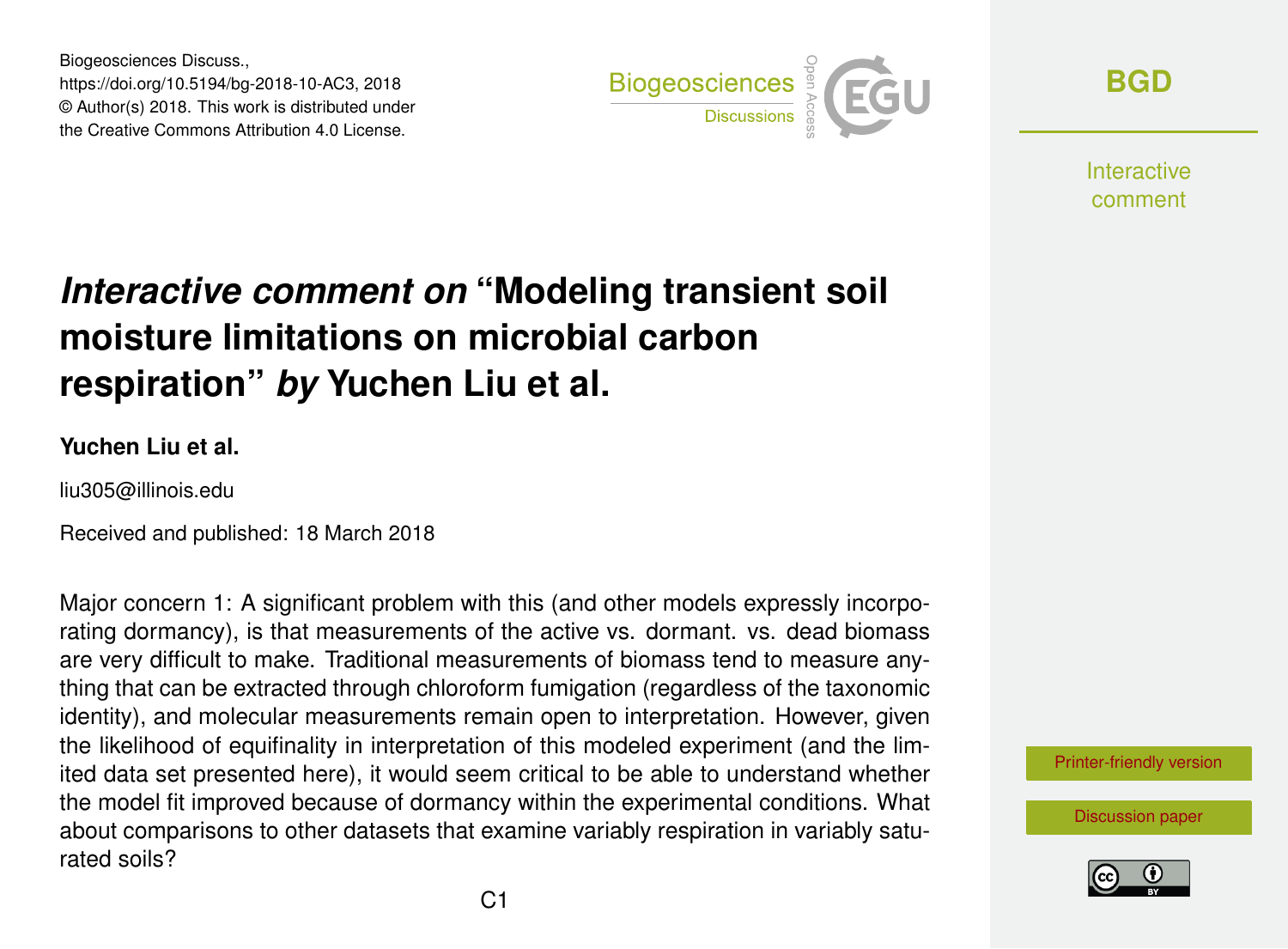Biogeosciences Discuss.,
https://doi.org/10.5194/bg-2018-10-AC3, 2018
© Author(s) 2018. This work is distributed under
the Creative Commons Attribution 4.0 License.

# *Interactive comment on* "Modeling transient soil moisture limitations on microbial carbon respiration" *by* Yuchen Liu et al.

**Yuchen Liu et al.**

liu305@illinois.edu

Received and published: 18 March 2018

Major concern 1: A significant problem with this (and other models expressly incorporating dormancy), is that measurements of the active vs. dormant. vs. dead biomass are very difficult to make. Traditional measurements of biomass tend to measure anything that can be extracted through chloroform fumigation (regardless of the taxonomic identity), and molecular measurements remain open to interpretation. However, given the likelihood of equifinality in interpretation of this modeled experiment (and the limited data set presented here), it would seem critical to be able to understand whether the model fit improved because of dormancy within the experimental conditions. What about comparisons to other datasets that examine variably respiration in variably saturated soils?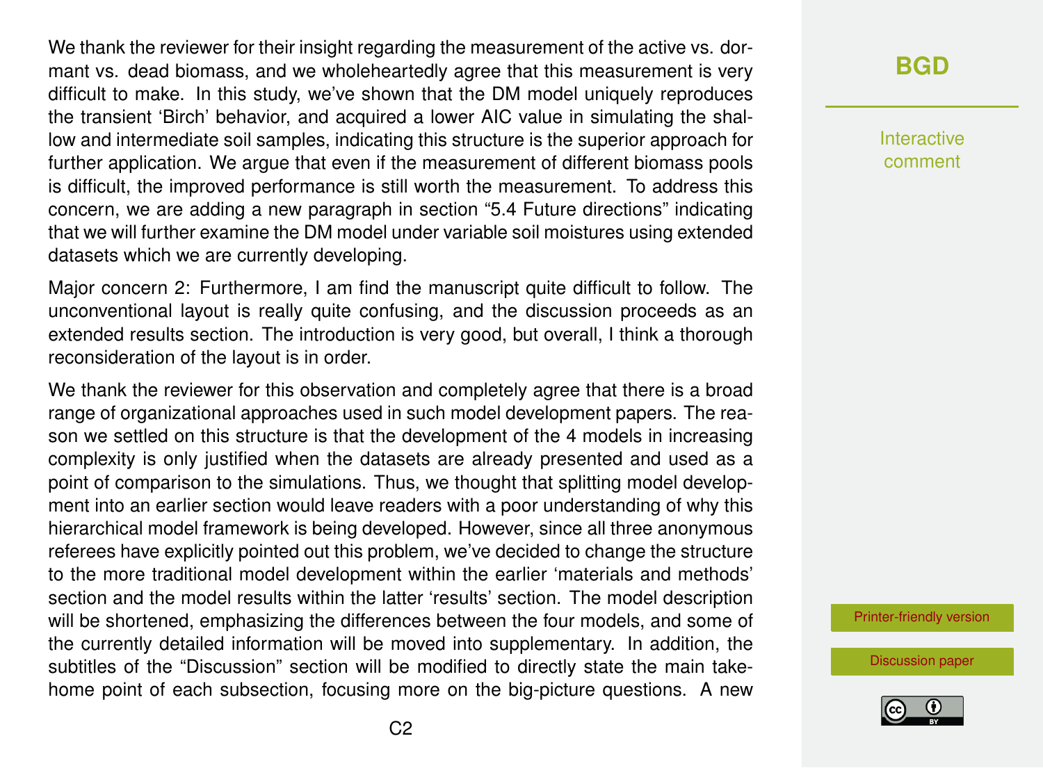We thank the reviewer for their insight regarding the measurement of the active vs. dormant vs. dead biomass, and we wholeheartedly agree that this measurement is very difficult to make. In this study, we've shown that the DM model uniquely reproduces the transient 'Birch' behavior, and acquired a lower AIC value in simulating the shallow and intermediate soil samples, indicating this structure is the superior approach for further application. We argue that even if the measurement of different biomass pools is difficult, the improved performance is still worth the measurement. To address this concern, we are adding a new paragraph in section "5.4 Future directions" indicating that we will further examine the DM model under variable soil moistures using extended datasets which we are currently developing.

Major concern 2: Furthermore, I am find the manuscript quite difficult to follow. The unconventional layout is really quite confusing, and the discussion proceeds as an extended results section. The introduction is very good, but overall, I think a thorough reconsideration of the layout is in order.

We thank the reviewer for this observation and completely agree that there is a broad range of organizational approaches used in such model development papers. The reason we settled on this structure is that the development of the 4 models in increasing complexity is only justified when the datasets are already presented and used as a point of comparison to the simulations. Thus, we thought that splitting model development into an earlier section would leave readers with a poor understanding of why this hierarchical model framework is being developed. However, since all three anonymous referees have explicitly pointed out this problem, we've decided to change the structure to the more traditional model development within the earlier 'materials and methods' section and the model results within the latter 'results' section. The model description will be shortened, emphasizing the differences between the four models, and some of the currently detailed information will be moved into supplementary. In addition, the subtitles of the "Discussion" section will be modified to directly state the main take-home point of each subsection, focusing more on the big-picture questions. A new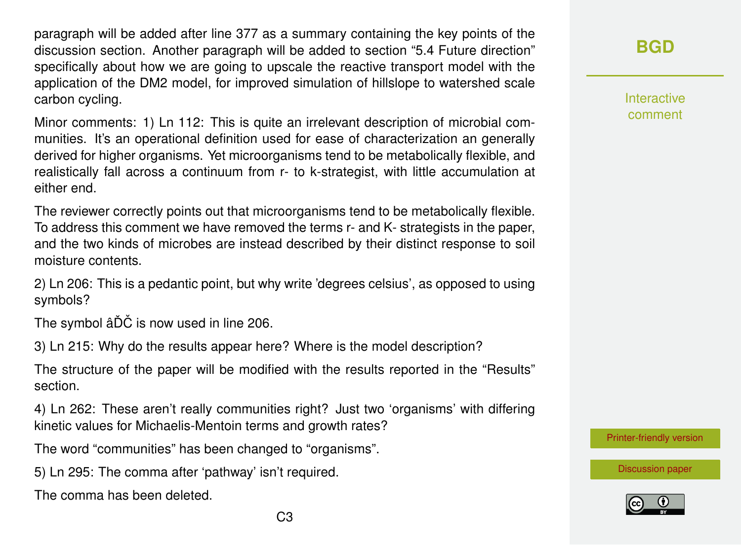paragraph will be added after line 377 as a summary containing the key points of the discussion section. Another paragraph will be added to section "5.4 Future direction" specifically about how we are going to upscale the reactive transport model with the application of the DM2 model, for improved simulation of hillslope to watershed scale carbon cycling.

Minor comments: 1) Ln 112: This is quite an irrelevant description of microbial communities. It's an operational definition used for ease of characterization an generally derived for higher organisms. Yet microorganisms tend to be metabolically flexible, and realistically fall across a continuum from r- to k-strategist, with little accumulation at either end.

The reviewer correctly points out that microorganisms tend to be metabolically flexible. To address this comment we have removed the terms r- and K- strategists in the paper, and the two kinds of microbes are instead described by their distinct response to soil moisture contents.

2) Ln 206: This is a pedantic point, but why write 'degrees celsius', as opposed to using symbols?

The symbol âĎČ is now used in line 206.

3) Ln 215: Why do the results appear here? Where is the model description?

The structure of the paper will be modified with the results reported in the "Results" section.

4) Ln 262: These aren't really communities right? Just two 'organisms' with differing kinetic values for Michaelis-Mentoin terms and growth rates?

The word "communities" has been changed to "organisms".

5) Ln 295: The comma after 'pathway' isn't required.

The comma has been deleted.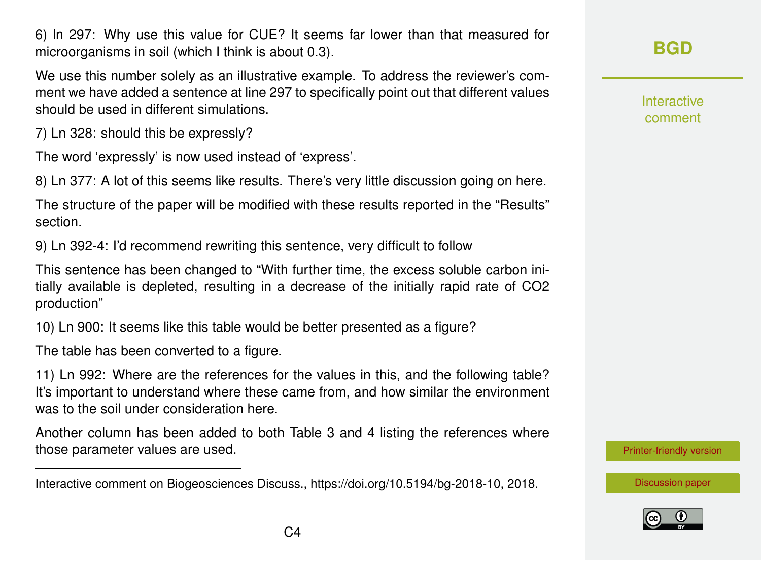6) ln 297: Why use this value for CUE? It seems far lower than that measured for microorganisms in soil (which I think is about 0.3).

We use this number solely as an illustrative example. To address the reviewer's comment we have added a sentence at line 297 to specifically point out that different values should be used in different simulations.

7) Ln 328: should this be expressly?

The word 'expressly' is now used instead of 'express'.

8) Ln 377: A lot of this seems like results. There's very little discussion going on here.

The structure of the paper will be modified with these results reported in the "Results" section.

9) Ln 392-4: I'd recommend rewriting this sentence, very difficult to follow

This sentence has been changed to "With further time, the excess soluble carbon initially available is depleted, resulting in a decrease of the initially rapid rate of $CO_2$ production"

10) Ln 900: It seems like this table would be better presented as a figure?

The table has been converted to a figure.

11) Ln 992: Where are the references for the values in this, and the following table? It's important to understand where these came from, and how similar the environment was to the soil under consideration here.

Another column has been added to both Table 3 and 4 listing the references where those parameter values are used.

---

Interactive comment on Biogeosciences Discuss., https://doi.org/10.5194/bg-2018-10, 2018.